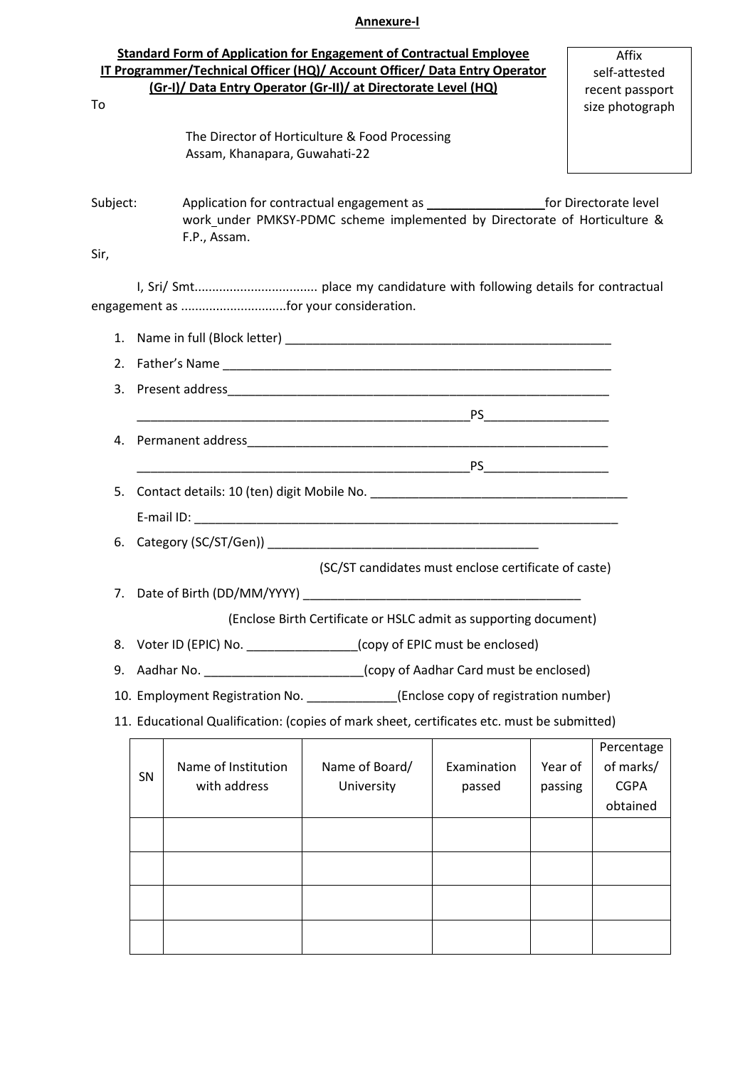**Annexure-I**

**Standard Form of Application for Engagement of Contractual Employee IT Programmer/Technical Officer (HQ)/ Account Officer/ Data Entry Operator (Gr-I)/ Data Entry Operator (Gr-II)/ at Directorate Level (HQ)**

Affix self-attested recent passport size photograph

To

The Director of Horticulture & Food Processing
Assam, Khanapara, Guwahati-22

Subject: Application for contractual engagement as _________________for Directorate level work under PMKSY-PDMC scheme implemented by Directorate of Horticulture & F.P., Assam.

Sir,

I, Sri/ Smt.................................. place my candidature with following details for contractual engagement as .............................for your consideration.

1. Name in full (Block letter) _________________________________________________
2. Father's Name ____________________________________________________________
3. Present address___________________________________________________________
   _________________________________________________PS__________________
4. Permanent address_________________________________________________________
   _________________________________________________PS__________________
5. Contact details: 10 (ten) digit Mobile No. _______________________________________
   E-mail ID: ________________________________________________________________
6. Category (SC/ST/Gen)) ________________________________________
   (SC/ST candidates must enclose certificate of caste)
7. Date of Birth (DD/MM/YYYY) ________________________________________
   (Enclose Birth Certificate or HSLC admit as supporting document)
8. Voter ID (EPIC) No. ________________(copy of EPIC must be enclosed)
9. Aadhar No. _______________________(copy of Aadhar Card must be enclosed)
10. Employment Registration No. _____________(Enclose copy of registration number)
11. Educational Qualification: (copies of mark sheet, certificates etc. must be submitted)

| SN | Name of Institution with address | Name of Board/ University | Examination passed | Year of passing | Percentage of marks/ CGPA obtained |
|---|---|---|---|---|---|
| | | | | | |
| | | | | | |
| | | | | | |
| | | | | | |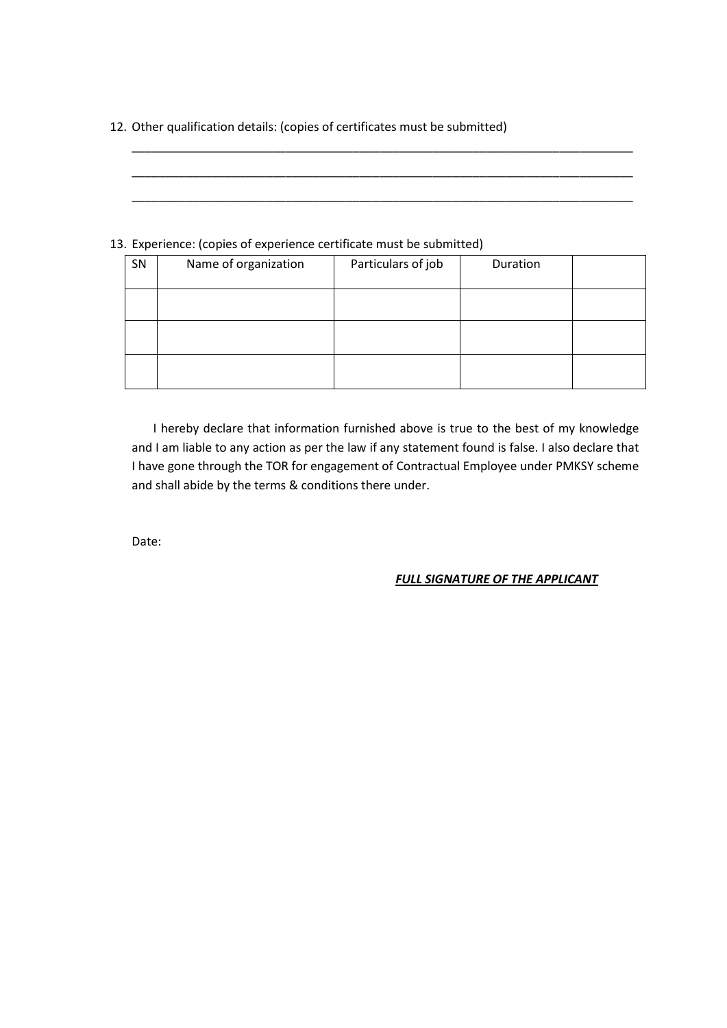12. Other qualification details: (copies of certificates must be submitted)

______________________________________________________________________________

______________________________________________________________________________

______________________________________________________________________________

13. Experience: (copies of experience certificate must be submitted)

| SN | Name of organization | Particulars of job | Duration | |
|---|---|---|---|---|
| | | | | |
| | | | | |
| | | | | |

I hereby declare that information furnished above is true to the best of my knowledge and I am liable to any action as per the law if any statement found is false. I also declare that I have gone through the TOR for engagement of Contractual Employee under PMKSY scheme and shall abide by the terms & conditions there under.

Date:

***FULL SIGNATURE OF THE APPLICANT***